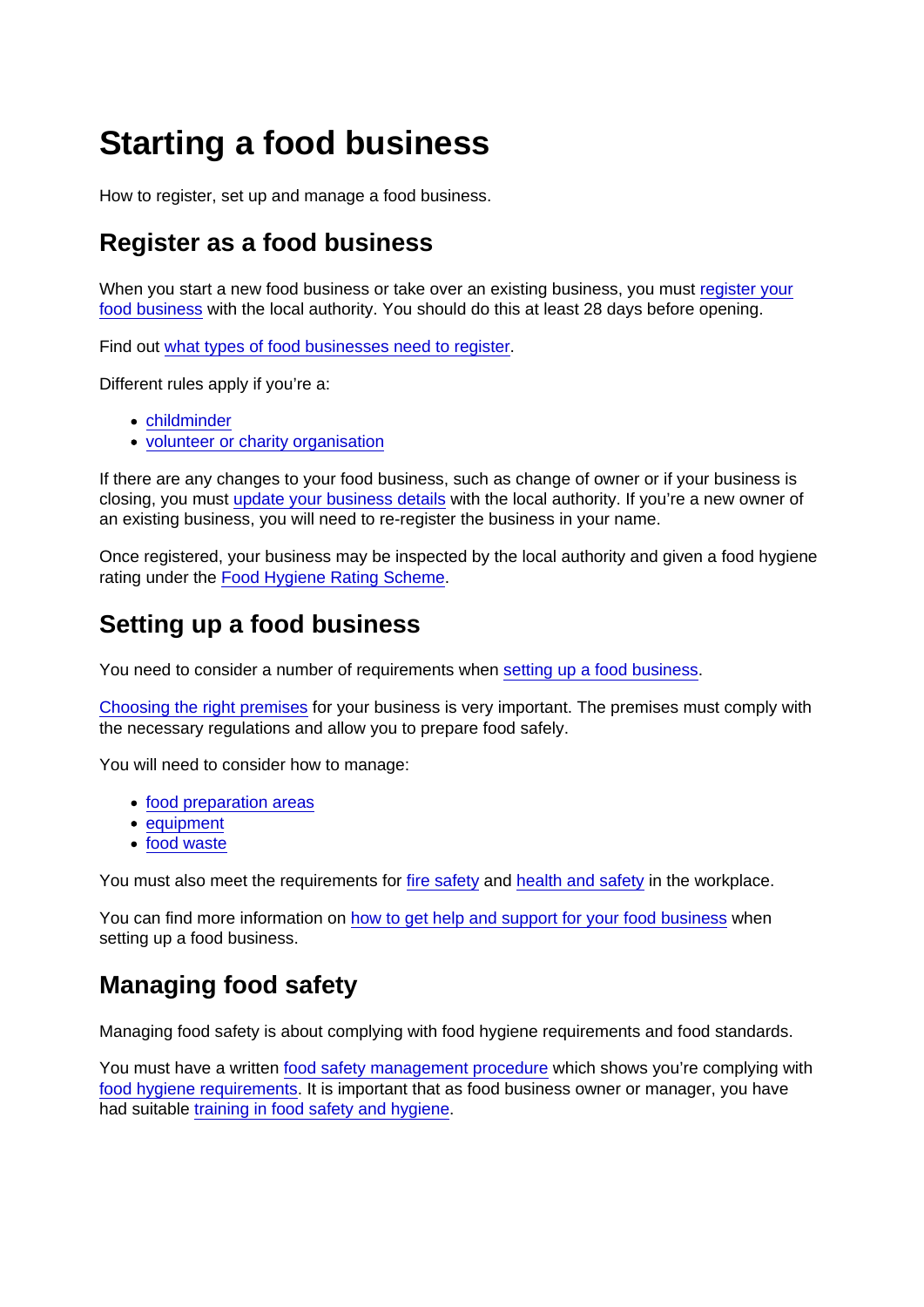# Starting a food business

How to register, set up and manage a food business.

## Register as a food business

When you start a new food business or take over an existing business, you must register your food business with the local authority. You should do this at least 28 days before opening.

Find out what types of food businesses need to register.

Different rules apply if you're a:

- childminder
- volunteer or charity organisation

If there are any changes to your food business, such as change of owner or if your business is closing, you must update your business details with the local authority. If you're a new owner of an existing business, you will need to re-register the business in your name.

Once registered, your business may be inspected by the local authority and given a food hygiene rating under the Food Hygiene Rating Scheme.

## Setting up a food business

You need to consider a number of requirements when setting up a food business.

Choosing the right premises for your business is very important. The premises must comply with the necessary regulations and allow you to prepare food safely.

You will need to consider how to manage:

- food preparation areas
- equipment
- food waste

You must also meet the requirements for fire safety and health and safety in the workplace.

You can find more information on how to get help and support for your food business when setting up a food business.

## Managing food safety

Managing food safety is about complying with food hygiene requirements and food standards.

You must have a written food safety management procedure which shows you're complying with food hygiene requirements. It is important that as food business owner or manager, you have had suitable training in food safety and hygiene.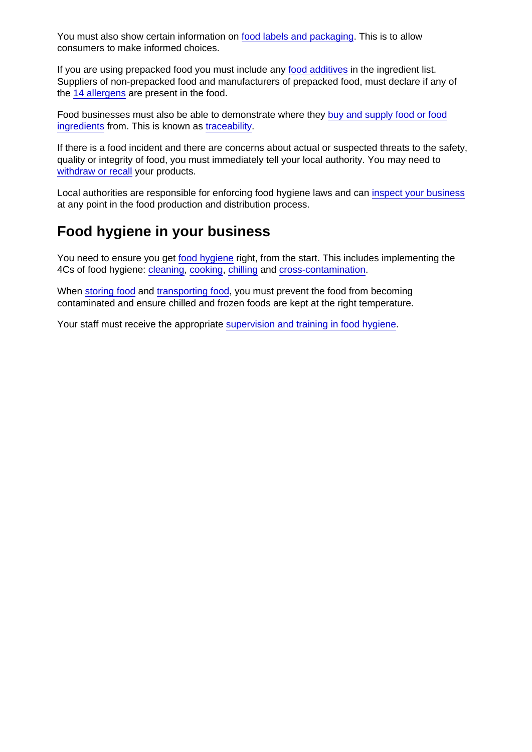You must also show certain information on food labels and packaging. This is to allow consumers to make informed choices.

If you are using prepacked food you must include any food additives in the ingredient list. Suppliers of non-prepacked food and manufacturers of prepacked food, must declare if any of the 14 allergens are present in the food.

Food businesses must also be able to demonstrate where they buy and supply food or food ingredients from. This is known as traceability.

If there is a food incident and there are concerns about actual or suspected threats to the safety, quality or integrity of food, you must immediately tell your local authority. You may need to withdraw or recall your products.

Local authorities are responsible for enforcing food hygiene laws and can inspect your business at any point in the food production and distribution process.

## Food hygiene in your business

You need to ensure you get food hygiene right, from the start. This includes implementing the 4Cs of food hygiene: cleaning, cooking, chilling and cross-contamination.

When storing food and transporting food, you must prevent the food from becoming contaminated and ensure chilled and frozen foods are kept at the right temperature.

Your staff must receive the appropriate supervision and training in food hygiene.